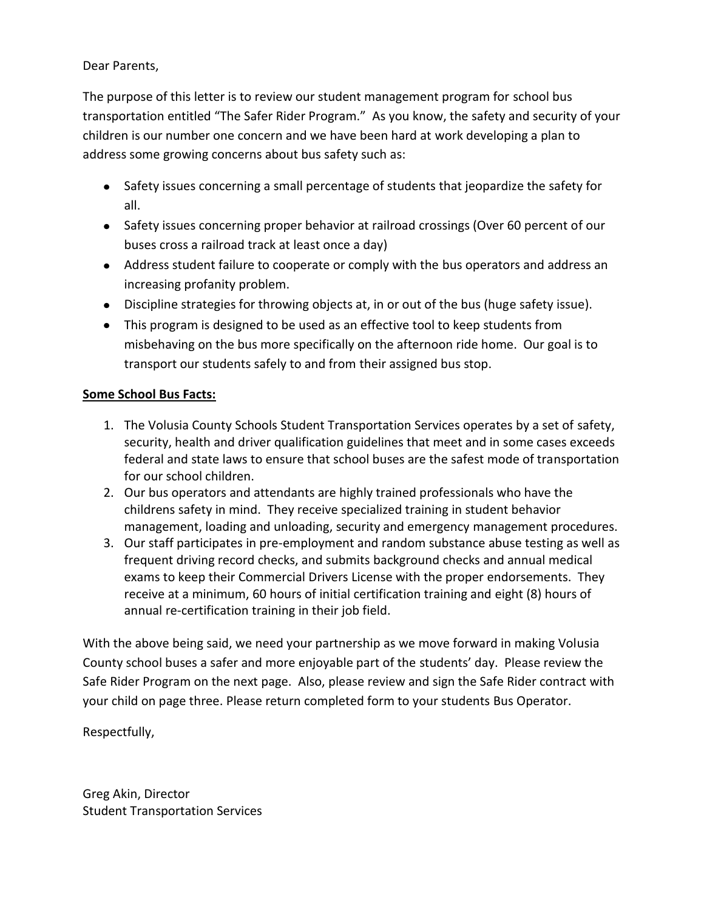Dear Parents,

The purpose of this letter is to review our student management program for school bus transportation entitled "The Safer Rider Program." As you know, the safety and security of your children is our number one concern and we have been hard at work developing a plan to address some growing concerns about bus safety such as:

- Safety issues concerning a small percentage of students that jeopardize the safety for all.
- Safety issues concerning proper behavior at railroad crossings (Over 60 percent of our buses cross a railroad track at least once a day)
- Address student failure to cooperate or comply with the bus operators and address an increasing profanity problem.
- Discipline strategies for throwing objects at, in or out of the bus (huge safety issue).
- This program is designed to be used as an effective tool to keep students from misbehaving on the bus more specifically on the afternoon ride home. Our goal is to transport our students safely to and from their assigned bus stop.

**Some School Bus Facts:**

1. The Volusia County Schools Student Transportation Services operates by a set of safety, security, health and driver qualification guidelines that meet and in some cases exceeds federal and state laws to ensure that school buses are the safest mode of transportation for our school children.
2. Our bus operators and attendants are highly trained professionals who have the childrens safety in mind. They receive specialized training in student behavior management, loading and unloading, security and emergency management procedures.
3. Our staff participates in pre-employment and random substance abuse testing as well as frequent driving record checks, and submits background checks and annual medical exams to keep their Commercial Drivers License with the proper endorsements. They receive at a minimum, 60 hours of initial certification training and eight (8) hours of annual re-certification training in their job field.

With the above being said, we need your partnership as we move forward in making Volusia County school buses a safer and more enjoyable part of the students' day. Please review the Safe Rider Program on the next page. Also, please review and sign the Safe Rider contract with your child on page three. Please return completed form to your students Bus Operator.

Respectfully,

Greg Akin, Director
Student Transportation Services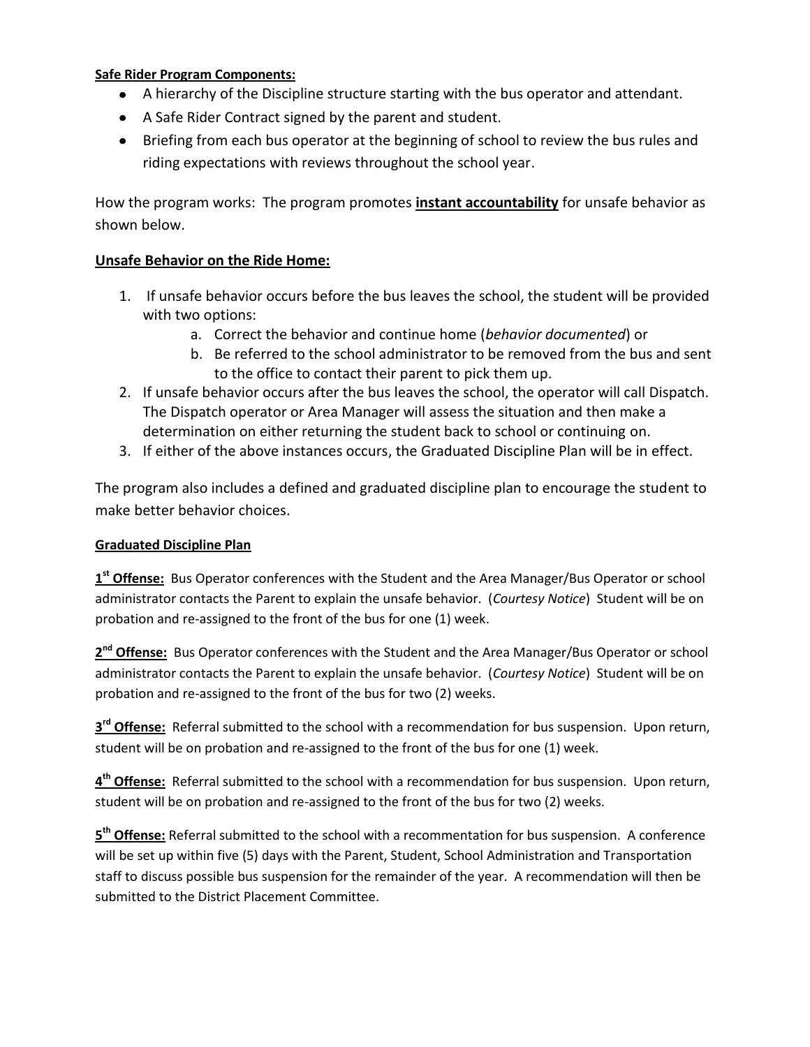**Safe Rider Program Components:**

- A hierarchy of the Discipline structure starting with the bus operator and attendant.
- A Safe Rider Contract signed by the parent and student.
- Briefing from each bus operator at the beginning of school to review the bus rules and riding expectations with reviews throughout the school year.

How the program works: The program promotes **instant accountability** for unsafe behavior as shown below.

## Unsafe Behavior on the Ride Home:

1. If unsafe behavior occurs before the bus leaves the school, the student will be provided with two options:
   a. Correct the behavior and continue home (*behavior documented*) or
   b. Be referred to the school administrator to be removed from the bus and sent to the office to contact their parent to pick them up.
2. If unsafe behavior occurs after the bus leaves the school, the operator will call Dispatch. The Dispatch operator or Area Manager will assess the situation and then make a determination on either returning the student back to school or continuing on.
3. If either of the above instances occurs, the Graduated Discipline Plan will be in effect.

The program also includes a defined and graduated discipline plan to encourage the student to make better behavior choices.

**Graduated Discipline Plan**

**1st Offense:** Bus Operator conferences with the Student and the Area Manager/Bus Operator or school administrator contacts the Parent to explain the unsafe behavior. (*Courtesy Notice*) Student will be on probation and re-assigned to the front of the bus for one (1) week.

**2nd Offense:** Bus Operator conferences with the Student and the Area Manager/Bus Operator or school administrator contacts the Parent to explain the unsafe behavior. (*Courtesy Notice*) Student will be on probation and re-assigned to the front of the bus for two (2) weeks.

**3rd Offense:** Referral submitted to the school with a recommendation for bus suspension. Upon return, student will be on probation and re-assigned to the front of the bus for one (1) week.

**4th Offense:** Referral submitted to the school with a recommendation for bus suspension. Upon return, student will be on probation and re-assigned to the front of the bus for two (2) weeks.

**5th Offense:** Referral submitted to the school with a recommentation for bus suspension. A conference will be set up within five (5) days with the Parent, Student, School Administration and Transportation staff to discuss possible bus suspension for the remainder of the year. A recommendation will then be submitted to the District Placement Committee.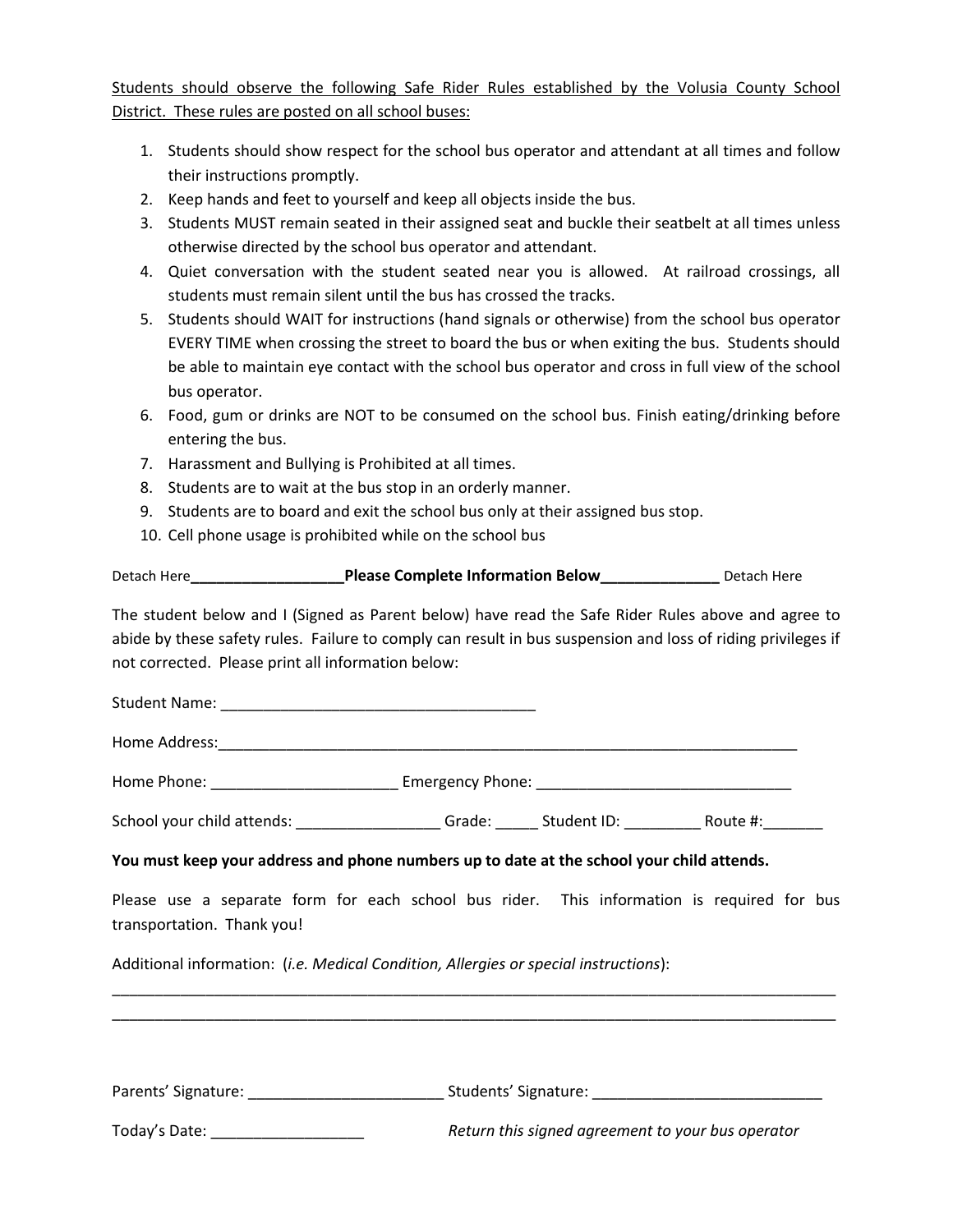Students should observe the following Safe Rider Rules established by the Volusia County School District. These rules are posted on all school buses:

1. Students should show respect for the school bus operator and attendant at all times and follow their instructions promptly.
2. Keep hands and feet to yourself and keep all objects inside the bus.
3. Students MUST remain seated in their assigned seat and buckle their seatbelt at all times unless otherwise directed by the school bus operator and attendant.
4. Quiet conversation with the student seated near you is allowed. At railroad crossings, all students must remain silent until the bus has crossed the tracks.
5. Students should WAIT for instructions (hand signals or otherwise) from the school bus operator EVERY TIME when crossing the street to board the bus or when exiting the bus. Students should be able to maintain eye contact with the school bus operator and cross in full view of the school bus operator.
6. Food, gum or drinks are NOT to be consumed on the school bus. Finish eating/drinking before entering the bus.
7. Harassment and Bullying is Prohibited at all times.
8. Students are to wait at the bus stop in an orderly manner.
9. Students are to board and exit the school bus only at their assigned bus stop.
10. Cell phone usage is prohibited while on the school bus

Detach Here___________________**Please Complete Information Below**______________ Detach Here

The student below and I (Signed as Parent below) have read the Safe Rider Rules above and agree to abide by these safety rules. Failure to comply can result in bus suspension and loss of riding privileges if not corrected. Please print all information below:

Student Name: _____________________________________

Home Address:________________________________________________________________________

Home Phone: ______________________ Emergency Phone: ______________________________

School your child attends: _________________ Grade: _____ Student ID: _________ Route #:_______

**You must keep your address and phone numbers up to date at the school your child attends.**

Please use a separate form for each school bus rider. This information is required for bus transportation. Thank you!

Additional information: (*i.e. Medical Condition, Allergies or special instructions*):

_____________________________________________________________________________________

_____________________________________________________________________________________

Parents' Signature: _______________________ Students' Signature: ___________________________

Today's Date: __________________ *Return this signed agreement to your bus operator*